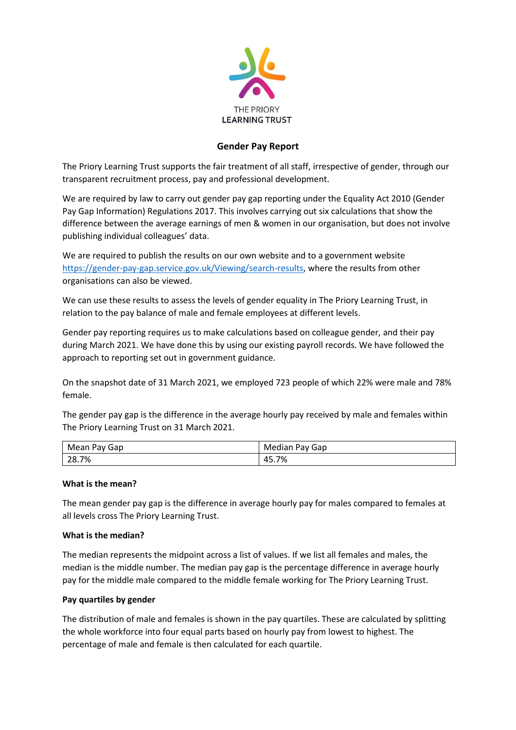THE PRIORY
LEARNING TRUST

# Gender Pay Report

The Priory Learning Trust supports the fair treatment of all staff, irrespective of gender, through our transparent recruitment process, pay and professional development.

We are required by law to carry out gender pay gap reporting under the Equality Act 2010 (Gender Pay Gap Information) Regulations 2017. This involves carrying out six calculations that show the difference between the average earnings of men & women in our organisation, but does not involve publishing individual colleagues' data.

We are required to publish the results on our own website and to a government website https://gender-pay-gap.service.gov.uk/Viewing/search-results, where the results from other organisations can also be viewed.

We can use these results to assess the levels of gender equality in The Priory Learning Trust, in relation to the pay balance of male and female employees at different levels.

Gender pay reporting requires us to make calculations based on colleague gender, and their pay during March 2021. We have done this by using our existing payroll records. We have followed the approach to reporting set out in government guidance.

On the snapshot date of 31 March 2021, we employed 723 people of which 22% were male and 78% female.

The gender pay gap is the difference in the average hourly pay received by male and females within The Priory Learning Trust on 31 March 2021.

| Mean Pay Gap | Median Pay Gap |
| --- | --- |
| 28.7% | 45.7% |

**What is the mean?**

The mean gender pay gap is the difference in average hourly pay for males compared to females at all levels cross The Priory Learning Trust.

**What is the median?**

The median represents the midpoint across a list of values. If we list all females and males, the median is the middle number. The median pay gap is the percentage difference in average hourly pay for the middle male compared to the middle female working for The Priory Learning Trust.

**Pay quartiles by gender**

The distribution of male and females is shown in the pay quartiles. These are calculated by splitting the whole workforce into four equal parts based on hourly pay from lowest to highest. The percentage of male and female is then calculated for each quartile.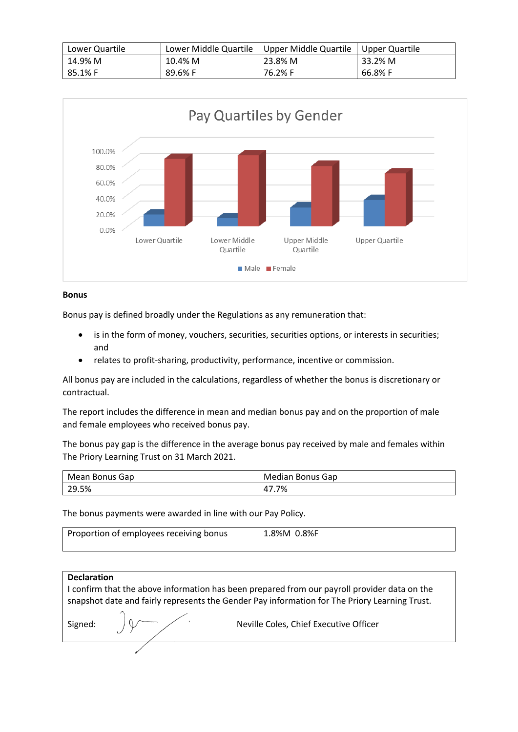| Lower Quartile | Lower Middle Quartile | Upper Middle Quartile | Upper Quartile |
|---|---|---|---|
| 14.9% M<br>85.1% F | 10.4% M<br>89.6% F | 23.8% M<br>76.2% F | 33.2% M<br>66.8% F |

Pay Quartiles by Gender

100.0%
80.0%
60.0%
40.0%
20.0%
0.0%

Lower Quartile
Lower Middle Quartile
Upper Middle Quartile
Upper Quartile

Male Female

**Bonus**

Bonus pay is defined broadly under the Regulations as any remuneration that:

- is in the form of money, vouchers, securities, securities options, or interests in securities; and
- relates to profit-sharing, productivity, performance, incentive or commission.

All bonus pay are included in the calculations, regardless of whether the bonus is discretionary or contractual.

The report includes the difference in mean and median bonus pay and on the proportion of male and female employees who received bonus pay.

The bonus pay gap is the difference in the average bonus pay received by male and females within The Priory Learning Trust on 31 March 2021.

| Mean Bonus Gap | Median Bonus Gap |
|---|---|
| 29.5% | 47.7% |

The bonus payments were awarded in line with our Pay Policy.

| | |
|---|---|
| Proportion of employees receiving bonus | 1.8%M 0.8%F |

**Declaration**

I confirm that the above information has been prepared from our payroll provider data on the snapshot date and fairly represents the Gender Pay information for The Priory Learning Trust.

Signed: Neville Coles, Chief Executive Officer